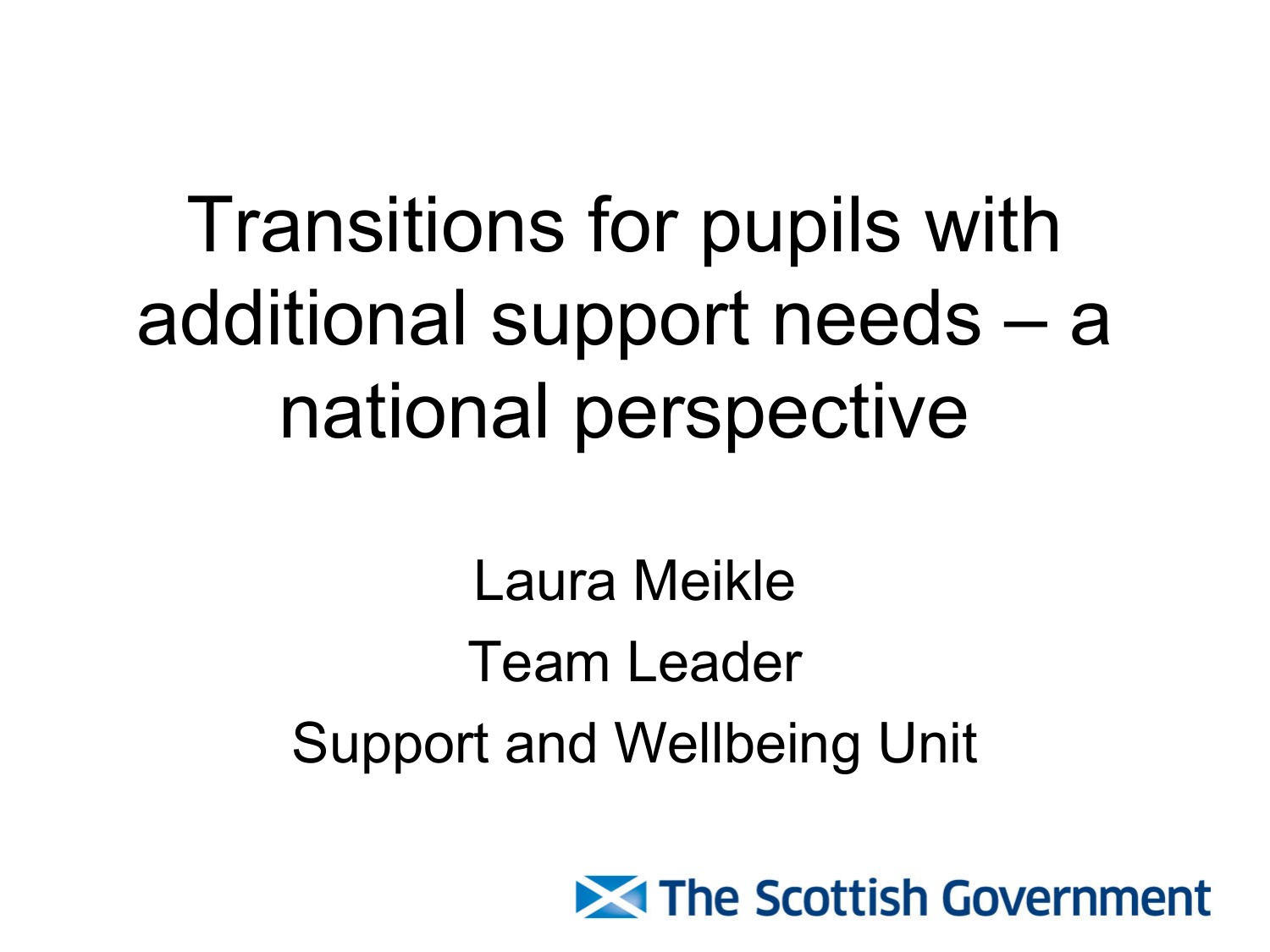# Transitions for pupils with additional support needs – a national perspective

Laura Meikle

Team Leader

Support and Wellbeing Unit

The Scottish Government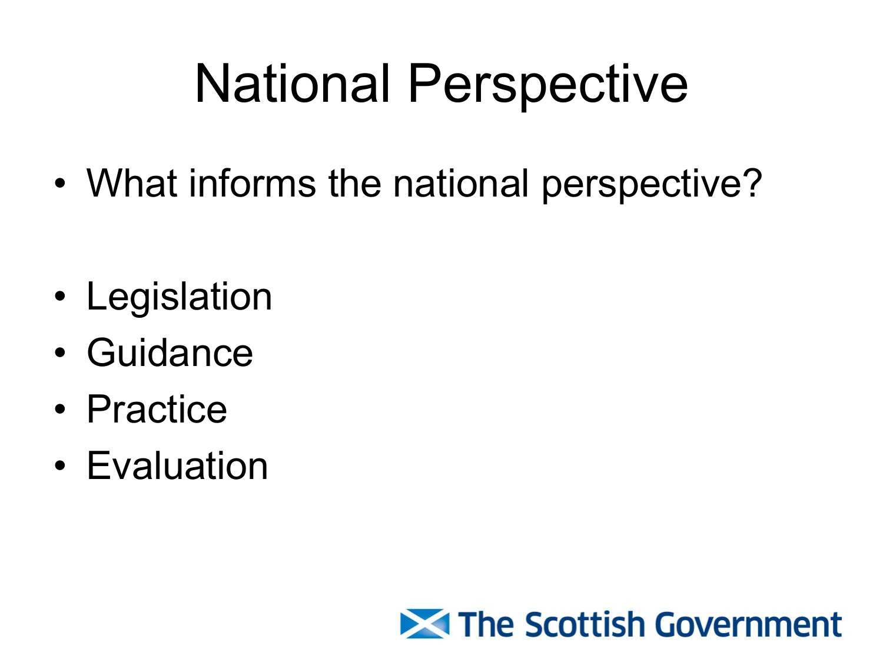# National Perspective

- What informs the national perspective?

- Legislation
- Guidance
- Practice
- Evaluation

The Scottish Government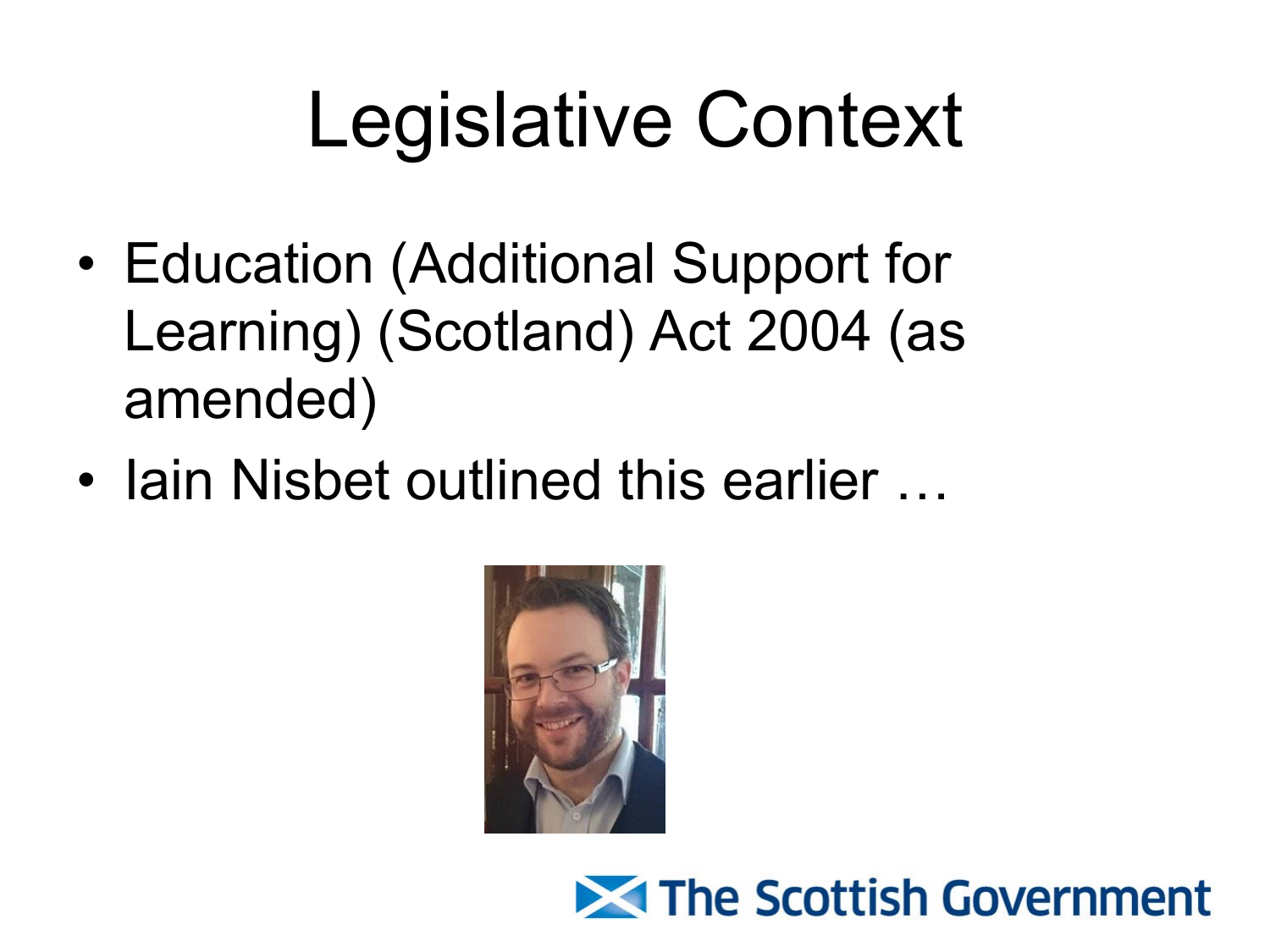# Legislative Context

- Education (Additional Support for Learning) (Scotland) Act 2004 (as amended)
- Iain Nisbet outlined this earlier …

The Scottish Government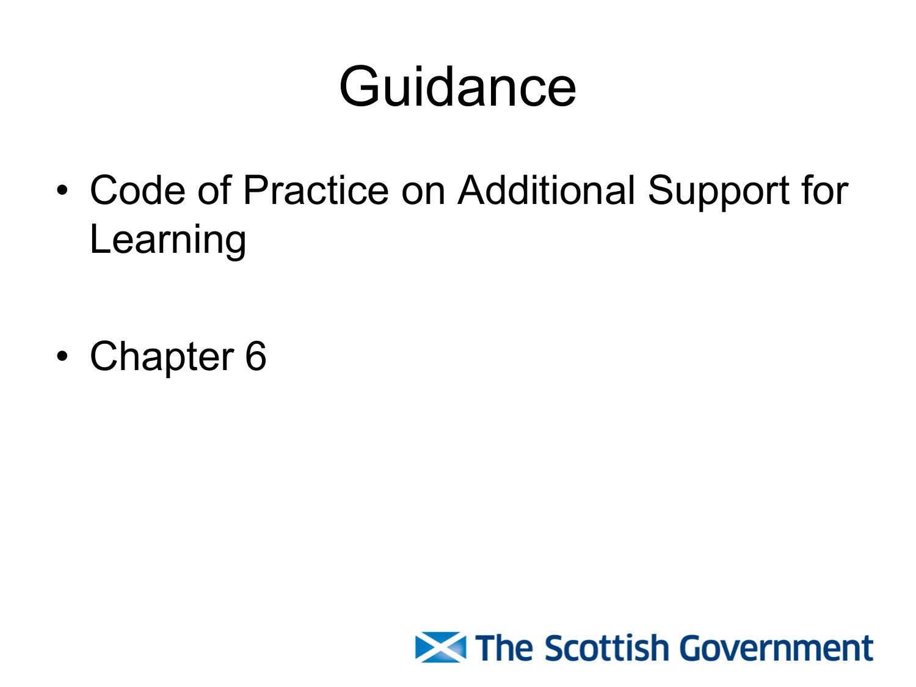# Guidance

- Code of Practice on Additional Support for Learning
- Chapter 6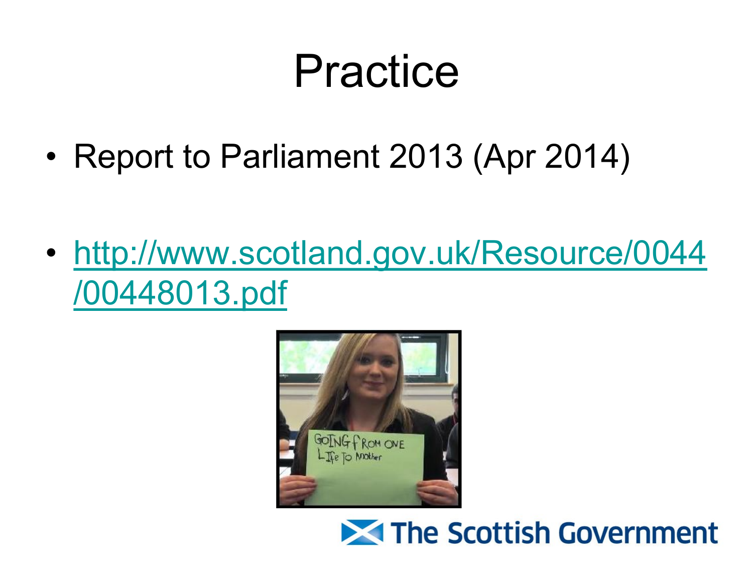# Practice

- Report to Parliament 2013 (Apr 2014)
- http://www.scotland.gov.uk/Resource/0044/00448013.pdf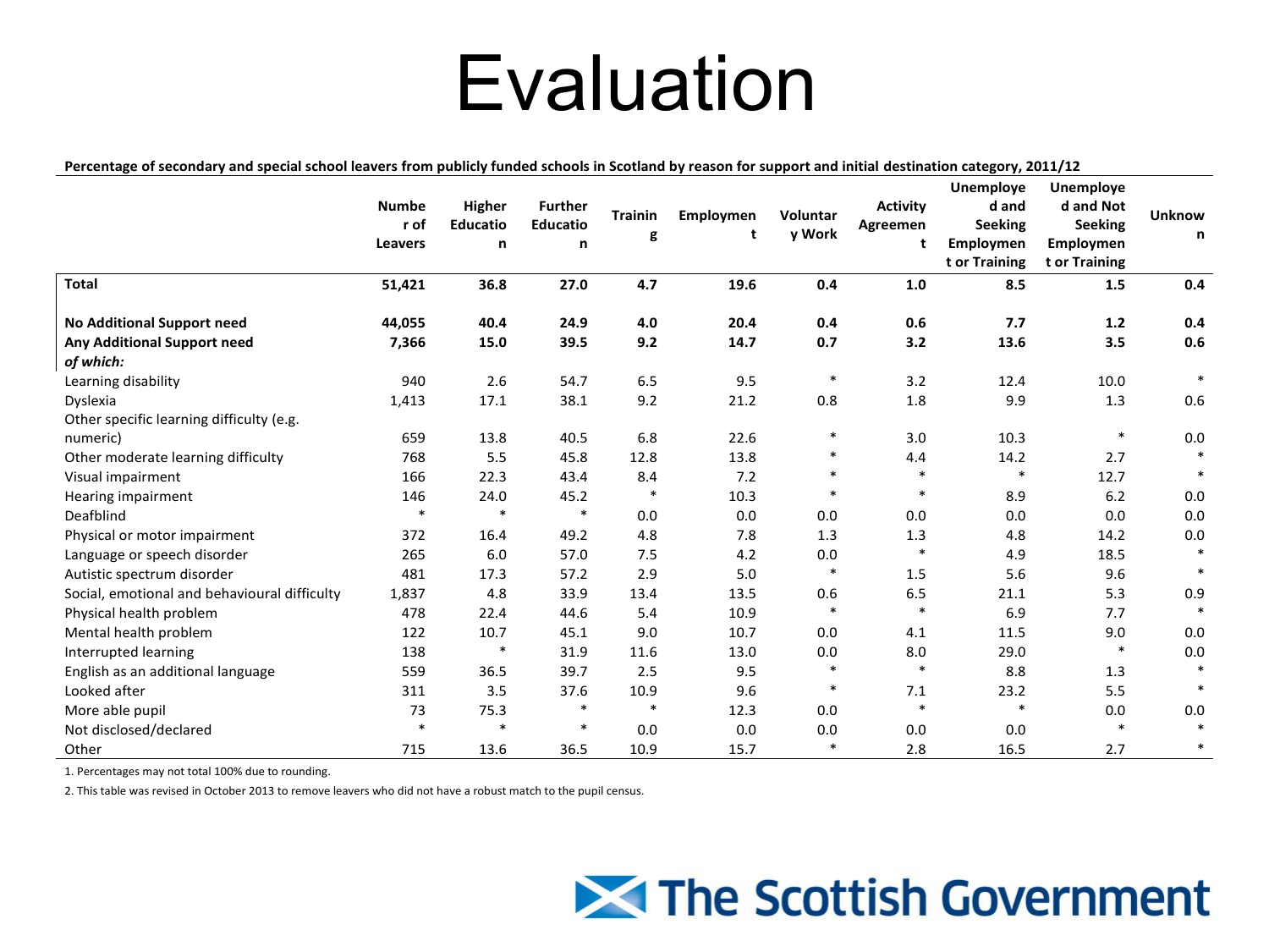# Evaluation

**Percentage of secondary and special school leavers from publicly funded schools in Scotland by reason for support and initial destination category, 2011/12**

| | Number of Leavers | Higher Education | Further Education | Training | Employment | Voluntary Work | Activity Agreement | Unemployed and Seeking Employment or Training | Unemployed and Not Seeking Employment or Training | Unknown |
|---|---|---|---|---|---|---|---|---|---|---|
| **Total** | **51,421** | **36.8** | **27.0** | **4.7** | **19.6** | **0.4** | **1.0** | **8.5** | **1.5** | **0.4** |
| | | | | | | | | | | |
| **No Additional Support need** | **44,055** | **40.4** | **24.9** | **4.0** | **20.4** | **0.4** | **0.6** | **7.7** | **1.2** | **0.4** |
| **Any Additional Support need** | **7,366** | **15.0** | **39.5** | **9.2** | **14.7** | **0.7** | **3.2** | **13.6** | **3.5** | **0.6** |
| ***of which:*** | | | | | | | | | | |
| Learning disability | 940 | 2.6 | 54.7 | 6.5 | 9.5 | * | 3.2 | 12.4 | 10.0 | * |
| Dyslexia | 1,413 | 17.1 | 38.1 | 9.2 | 21.2 | 0.8 | 1.8 | 9.9 | 1.3 | 0.6 |
| Other specific learning difficulty (e.g. numeric) | 659 | 13.8 | 40.5 | 6.8 | 22.6 | * | 3.0 | 10.3 | * | 0.0 |
| Other moderate learning difficulty | 768 | 5.5 | 45.8 | 12.8 | 13.8 | * | 4.4 | 14.2 | 2.7 | * |
| Visual impairment | 166 | 22.3 | 43.4 | 8.4 | 7.2 | * | * | * | 12.7 | * |
| Hearing impairment | 146 | 24.0 | 45.2 | * | 10.3 | * | * | 8.9 | 6.2 | 0.0 |
| Deafblind | * | * | * | 0.0 | 0.0 | 0.0 | 0.0 | 0.0 | 0.0 | 0.0 |
| Physical or motor impairment | 372 | 16.4 | 49.2 | 4.8 | 7.8 | 1.3 | 1.3 | 4.8 | 14.2 | 0.0 |
| Language or speech disorder | 265 | 6.0 | 57.0 | 7.5 | 4.2 | 0.0 | * | 4.9 | 18.5 | * |
| Autistic spectrum disorder | 481 | 17.3 | 57.2 | 2.9 | 5.0 | * | 1.5 | 5.6 | 9.6 | * |
| Social, emotional and behavioural difficulty | 1,837 | 4.8 | 33.9 | 13.4 | 13.5 | 0.6 | 6.5 | 21.1 | 5.3 | 0.9 |
| Physical health problem | 478 | 22.4 | 44.6 | 5.4 | 10.9 | * | * | 6.9 | 7.7 | * |
| Mental health problem | 122 | 10.7 | 45.1 | 9.0 | 10.7 | 0.0 | 4.1 | 11.5 | 9.0 | 0.0 |
| Interrupted learning | 138 | * | 31.9 | 11.6 | 13.0 | 0.0 | 8.0 | 29.0 | * | 0.0 |
| English as an additional language | 559 | 36.5 | 39.7 | 2.5 | 9.5 | * | * | 8.8 | 1.3 | * |
| Looked after | 311 | 3.5 | 37.6 | 10.9 | 9.6 | * | 7.1 | 23.2 | 5.5 | * |
| More able pupil | 73 | 75.3 | * | * | 12.3 | 0.0 | * | * | 0.0 | 0.0 |
| Not disclosed/declared | * | * | * | 0.0 | 0.0 | 0.0 | 0.0 | 0.0 | * | * |
| Other | 715 | 13.6 | 36.5 | 10.9 | 15.7 | * | 2.8 | 16.5 | 2.7 | * |

1. Percentages may not total 100% due to rounding.

2. This table was revised in October 2013 to remove leavers who did not have a robust match to the pupil census.

The Scottish Government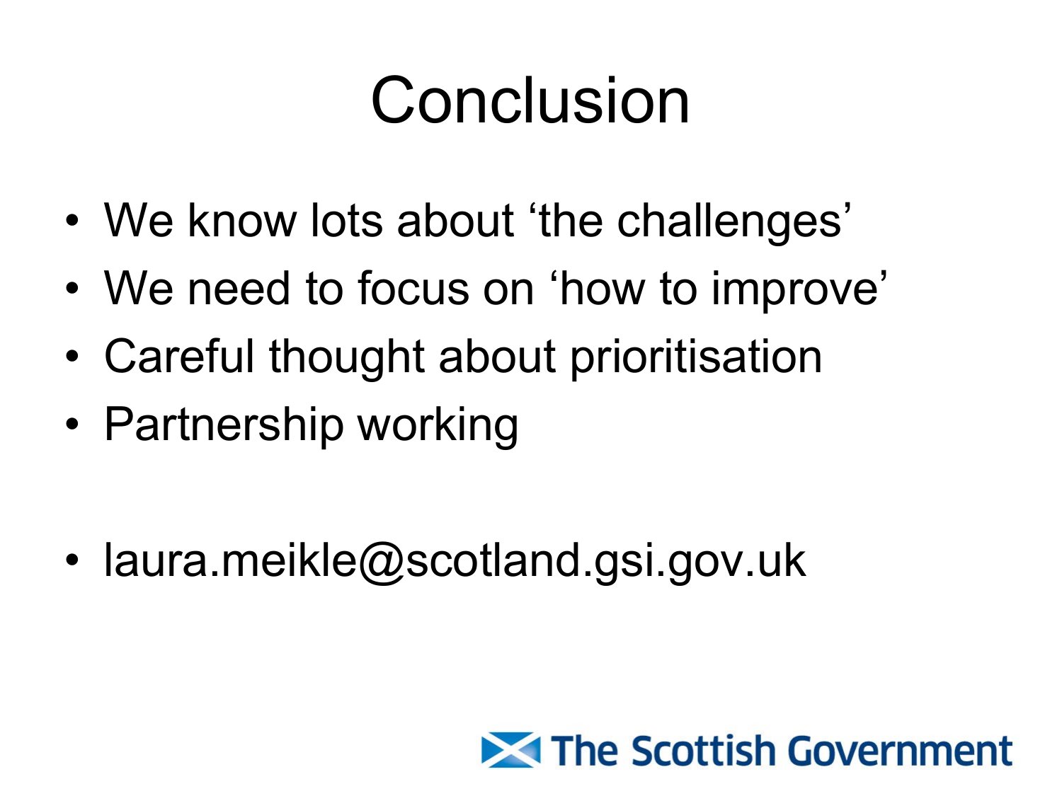# Conclusion

- We know lots about 'the challenges'
- We need to focus on 'how to improve'
- Careful thought about prioritisation
- Partnership working

- laura.meikle@scotland.gsi.gov.uk

The Scottish Government